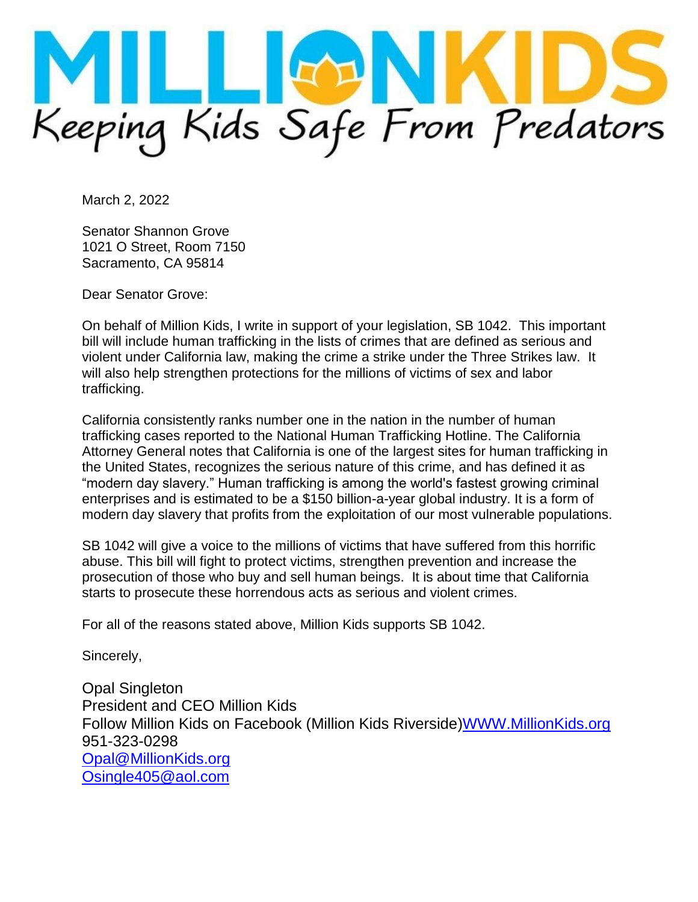# MILLION KIDS

*Keeping Kids Safe From Predators*

March 2, 2022

Senator Shannon Grove
1021 O Street, Room 7150
Sacramento, CA 95814

Dear Senator Grove:

On behalf of Million Kids, I write in support of your legislation, SB 1042. This important bill will include human trafficking in the lists of crimes that are defined as serious and violent under California law, making the crime a strike under the Three Strikes law. It will also help strengthen protections for the millions of victims of sex and labor trafficking.

California consistently ranks number one in the nation in the number of human trafficking cases reported to the National Human Trafficking Hotline. The California Attorney General notes that California is one of the largest sites for human trafficking in the United States, recognizes the serious nature of this crime, and has defined it as "modern day slavery." Human trafficking is among the world's fastest growing criminal enterprises and is estimated to be a $150 billion-a-year global industry. It is a form of modern day slavery that profits from the exploitation of our most vulnerable populations.

SB 1042 will give a voice to the millions of victims that have suffered from this horrific abuse. This bill will fight to protect victims, strengthen prevention and increase the prosecution of those who buy and sell human beings. It is about time that California starts to prosecute these horrendous acts as serious and violent crimes.

For all of the reasons stated above, Million Kids supports SB 1042.

Sincerely,

Opal Singleton
President and CEO Million Kids
Follow Million Kids on Facebook (Million Kids Riverside)WWW.MillionKids.org
951-323-0298
Opal@MillionKids.org
Osingle405@aol.com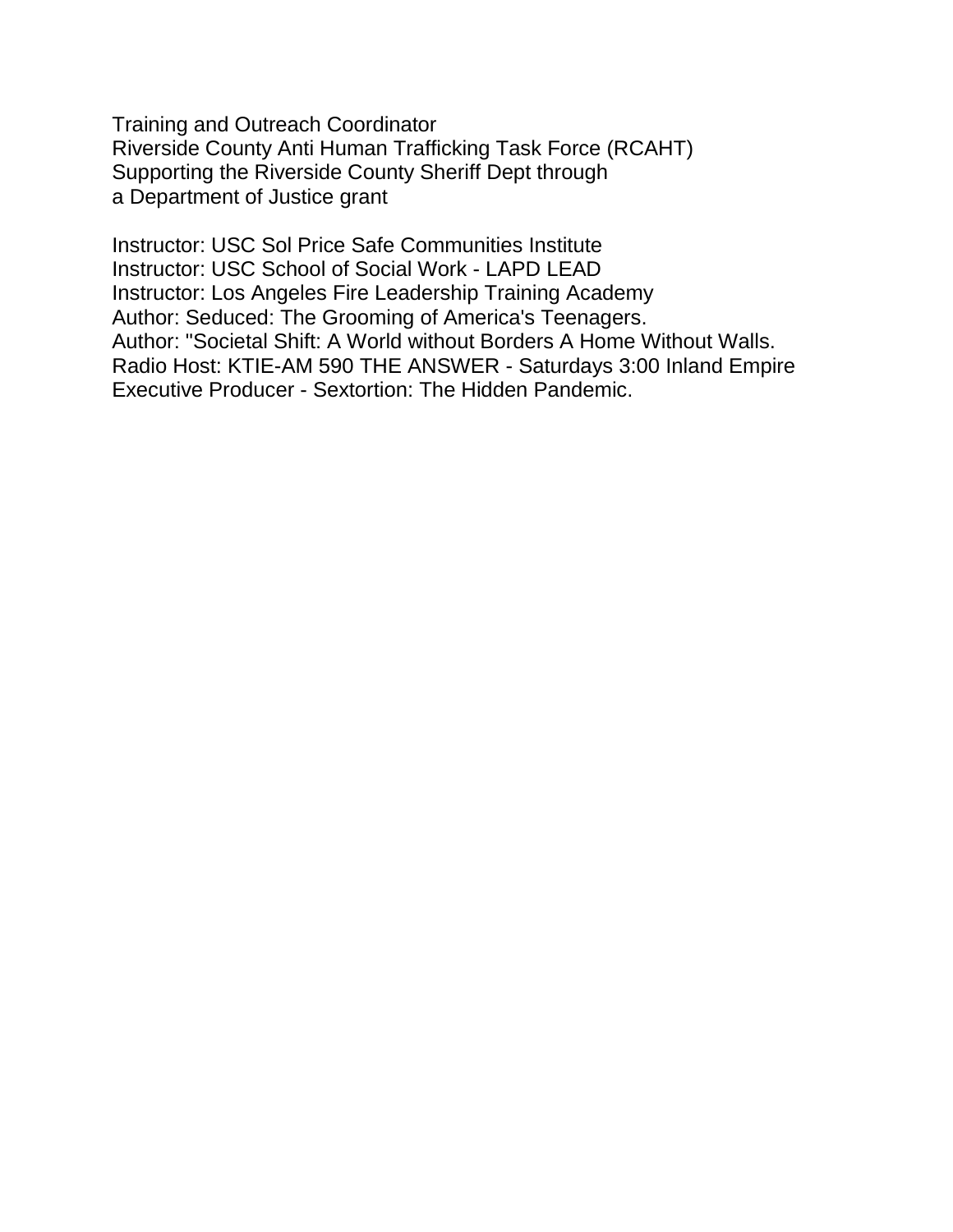Training and Outreach Coordinator
Riverside County Anti Human Trafficking Task Force (RCAHT)
Supporting the Riverside County Sheriff Dept through
a Department of Justice grant

Instructor: USC Sol Price Safe Communities Institute
Instructor: USC School of Social Work - LAPD LEAD
Instructor: Los Angeles Fire Leadership Training Academy
Author: Seduced: The Grooming of America's Teenagers.
Author: "Societal Shift: A World without Borders A Home Without Walls.
Radio Host: KTIE-AM 590 THE ANSWER - Saturdays 3:00 Inland Empire
Executive Producer - Sextortion: The Hidden Pandemic.